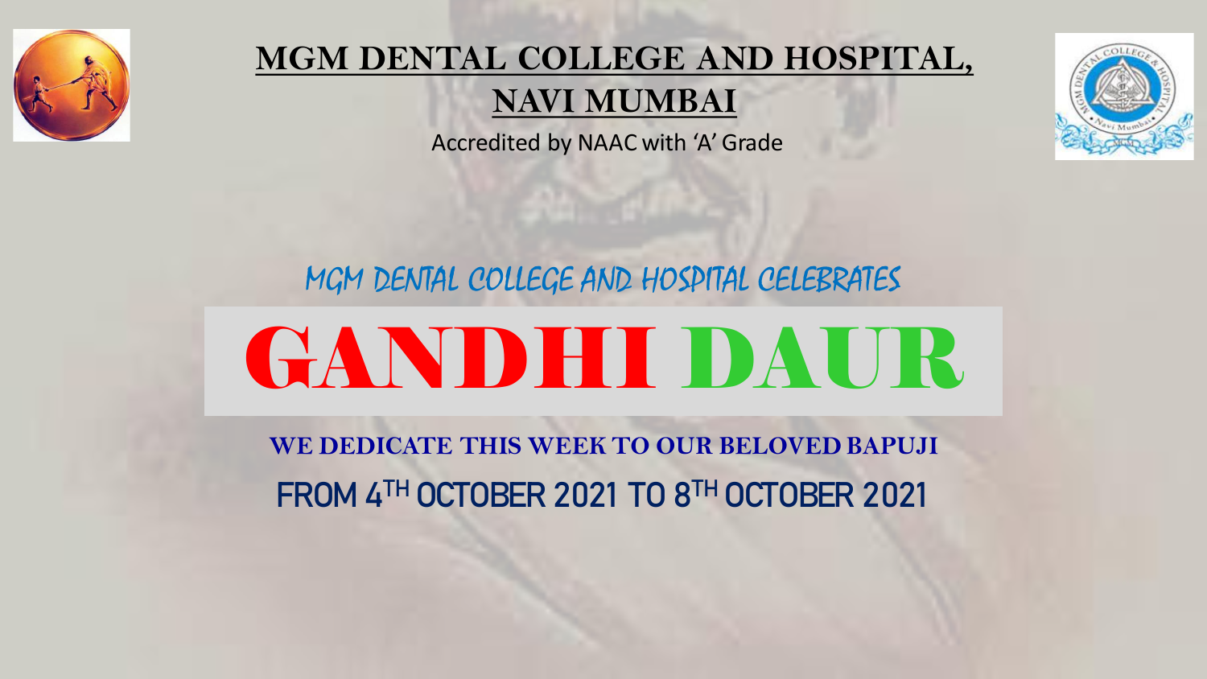# MGM DENTAL COLLEGE AND HOSPITAL, NAVI MUMBAI

Accredited by NAAC with 'A' Grade

MGM DENTAL COLLEGE AND HOSPITAL CELEBRATES

# GANDHI DAUR

**WE DEDICATE THIS WEEK TO OUR BELOVED BAPUJI**

**FROM 4TH OCTOBER 2021 TO 8TH OCTOBER 2021**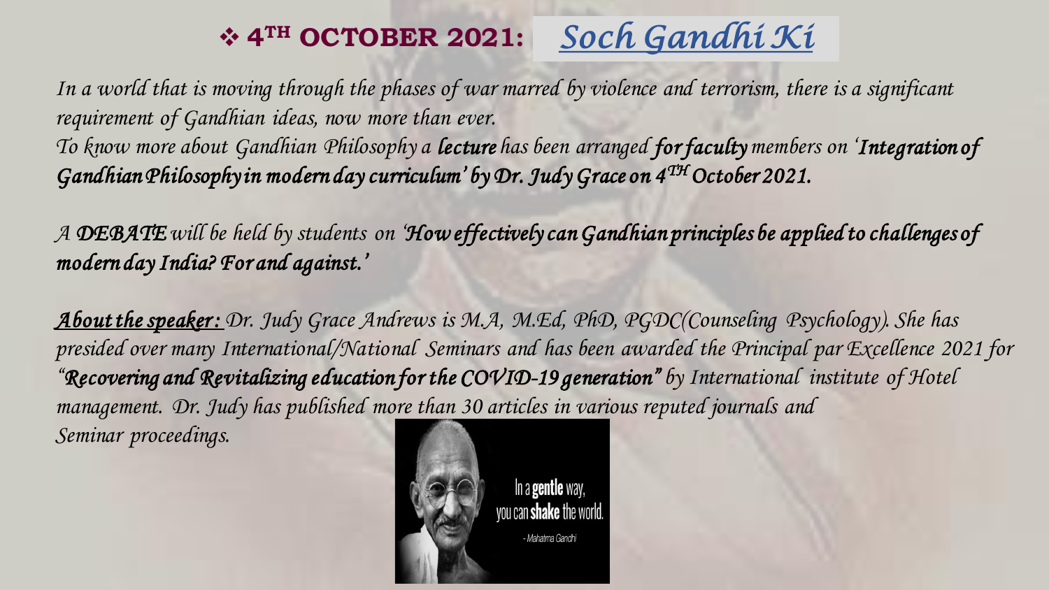## ❖ 4TH OCTOBER 2021: *Soch Gandhi Ki*

*In a world that is moving through the phases of war marred by violence and terrorism, there is a significant requirement of Gandhian ideas, now more than ever.*

*To know more about Gandhian Philosophy a **lecture** has been arranged **for faculty** members on '**Integration of Gandhian Philosophy in modern day curriculum' by Dr. Judy Grace on 4TH October 2021.***

*A **DEBATE** will be held by students on '**How effectively can Gandhian principles be applied to challenges of modern day India? For and against.'***

***About the speaker:** Dr. Judy Grace Andrews is M.A, M.Ed, PhD, PGDC(Counseling Psychology). She has presided over many International/National Seminars and has been awarded the Principal par Excellence 2021 for "**Recovering and Revitalizing education for the COVID-19 generation"** by International institute of Hotel management. Dr. Judy has published more than 30 articles in various reputed journals and Seminar proceedings.*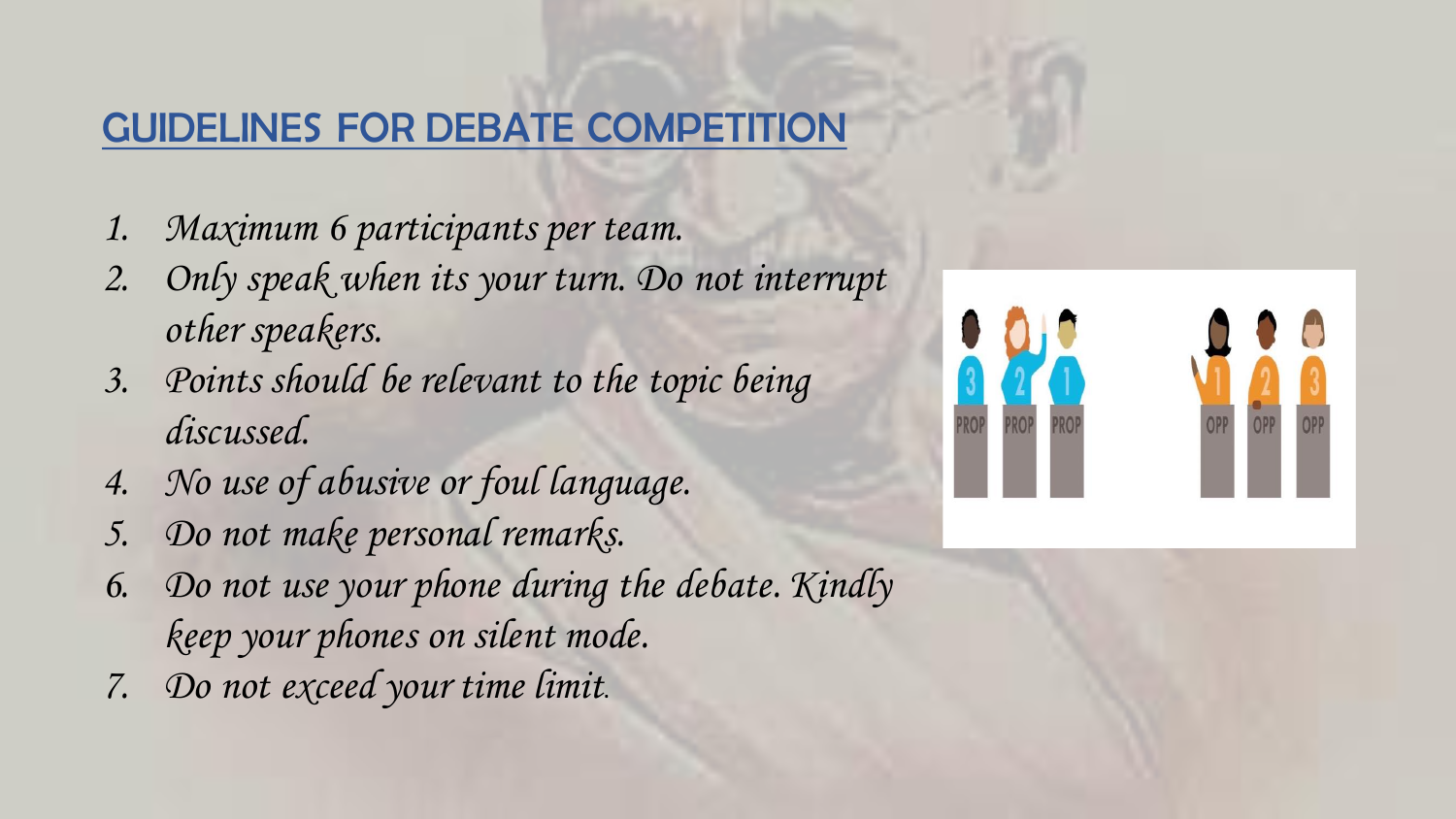## GUIDELINES FOR DEBATE COMPETITION

1. *Maximum 6 participants per team.*
2. *Only speak when its your turn. Do not interrupt other speakers.*
3. *Points should be relevant to the topic being discussed.*
4. *No use of abusive or foul language.*
5. *Do not make personal remarks.*
6. *Do not use your phone during the debate. Kindly keep your phones on silent mode.*
7. *Do not exceed your time limit.*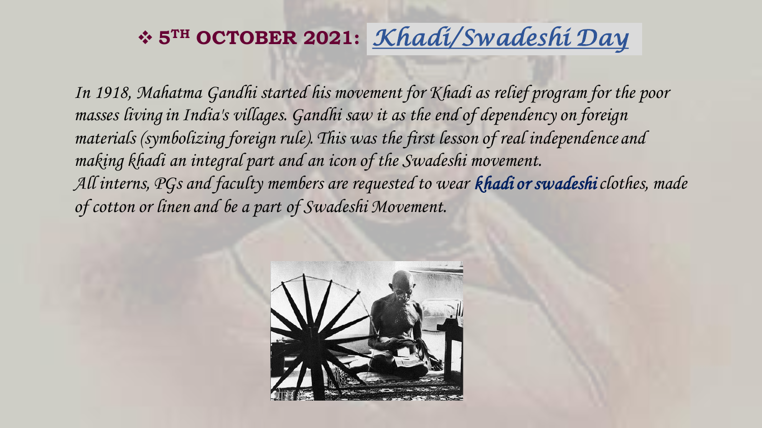## ❖ 5TH OCTOBER 2021: *Khadi/Swadeshi Day*

*In 1918, Mahatma Gandhi started his movement for Khadi as relief program for the poor masses living in India's villages. Gandhi saw it as the end of dependency on foreign materials (symbolizing foreign rule). This was the first lesson of real independence and making khadi an integral part and an icon of the Swadeshi movement.*

*All interns, PGs and faculty members are requested to wear* ***khadi or swadeshi*** *clothes, made of cotton or linen and be a part of Swadeshi Movement.*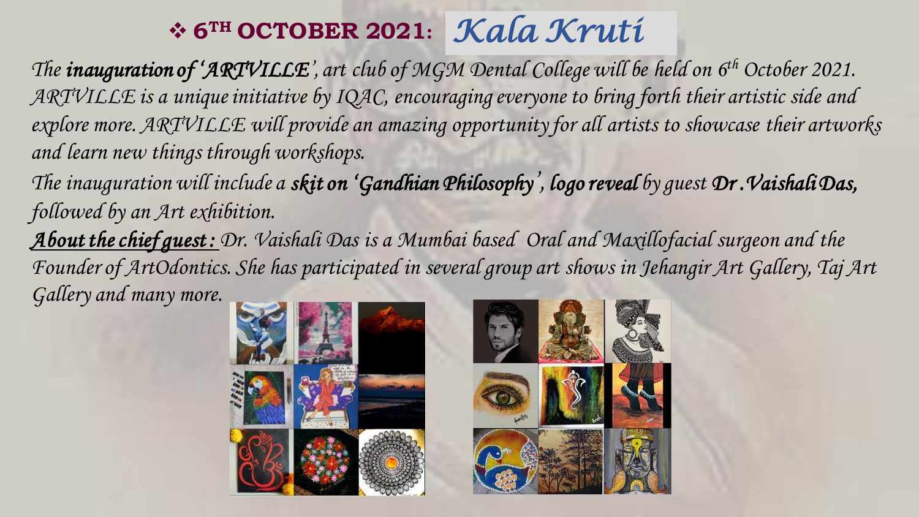## ❖ 6TH OCTOBER 2021: *Kala Kruti*

*The* ***inauguration of 'ARTVILLE'****, art club of MGM Dental College will be held on 6th October 2021. ARTVILLE is a unique initiative by IQAC, encouraging everyone to bring forth their artistic side and explore more. ARTVILLE will provide an amazing opportunity for all artists to showcase their artworks and learn new things through workshops.*

*The inauguration will include a* ***skit on 'Gandhian Philosophy'****,* ***logo reveal*** *by guest* ***Dr .Vaishali Das,*** *followed by an Art exhibition.*

***About the chief guest :*** *Dr. Vaishali Das is a Mumbai based Oral and Maxillofacial surgeon and the Founder of ArtOdontics. She has participated in several group art shows in Jehangir Art Gallery, Taj Art Gallery and many more.*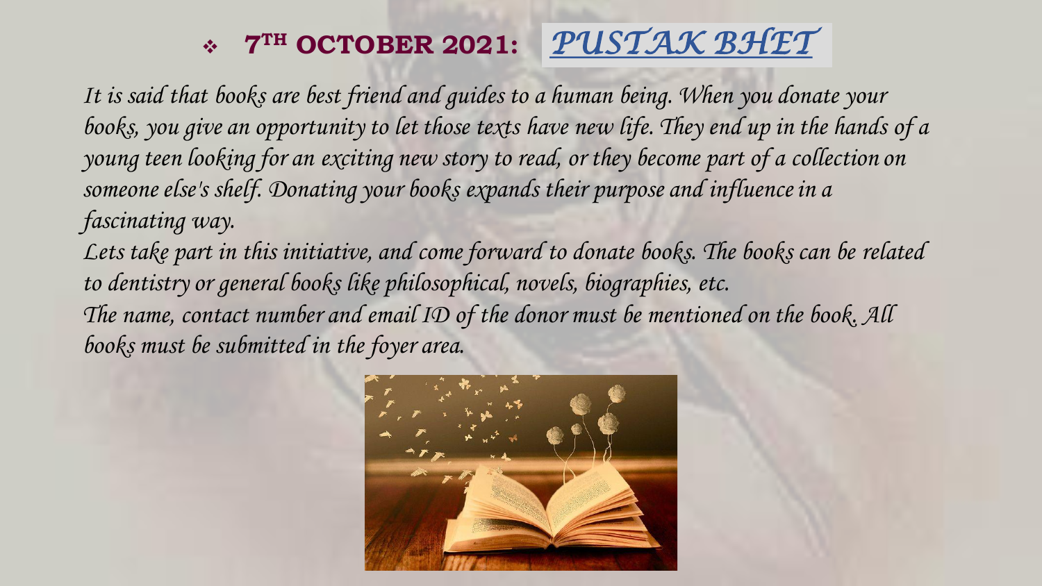## ❖ 7TH OCTOBER 2021: *PUSTAK BHET*

*It is said that books are best friend and guides to a human being. When you donate your books, you give an opportunity to let those texts have new life. They end up in the hands of a young teen looking for an exciting new story to read, or they become part of a collection on someone else's shelf. Donating your books expands their purpose and influence in a fascinating way.*

*Lets take part in this initiative, and come forward to donate books. The books can be related to dentistry or general books like philosophical, novels, biographies, etc.*

*The name, contact number and email ID of the donor must be mentioned on the book. All books must be submitted in the foyer area.*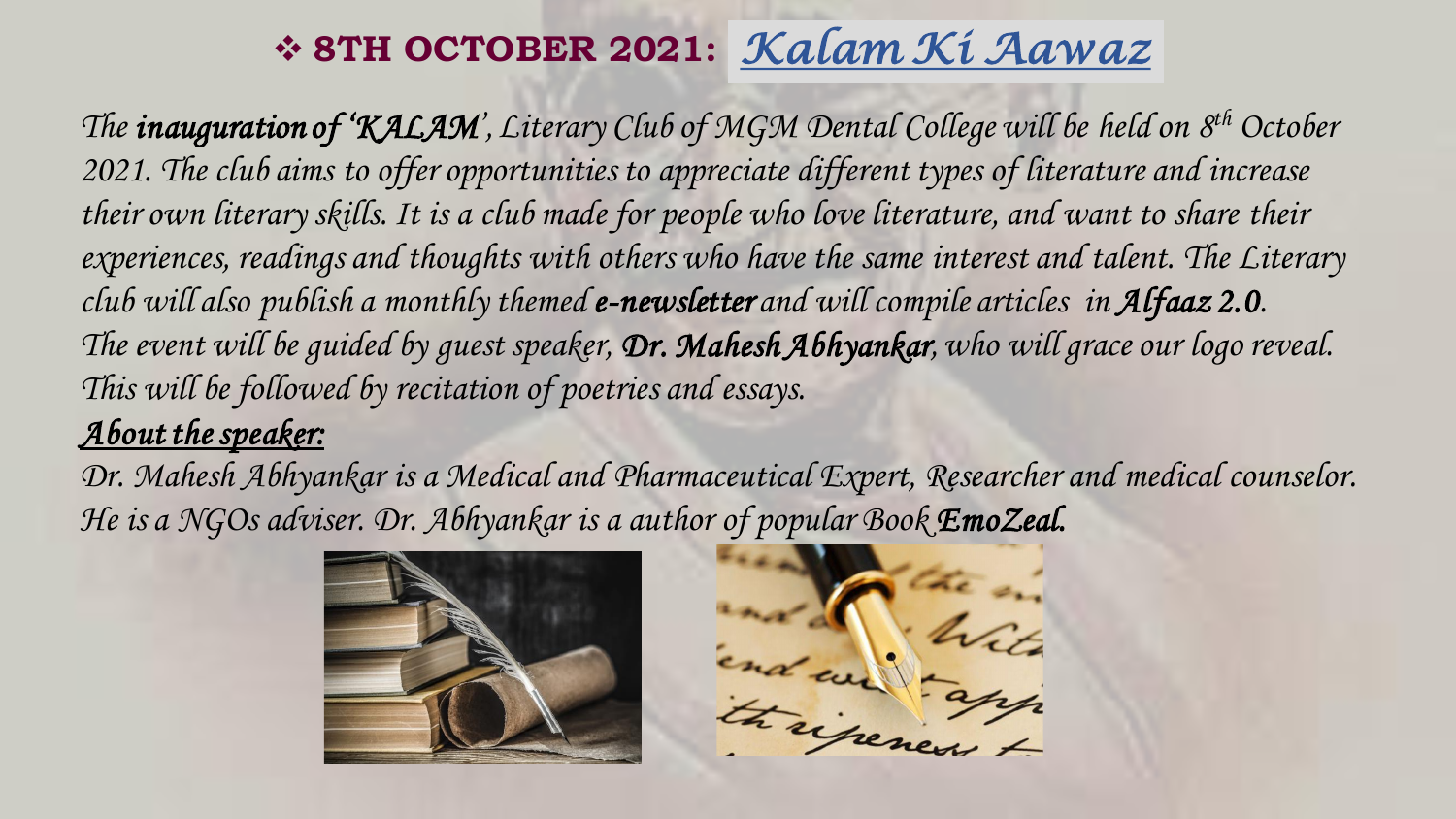## ❖ 8TH OCTOBER 2021: *Kalam Ki Aawaz*

*The **inauguration of 'KALAM'**, Literary Club of MGM Dental College will be held on 8th October 2021. The club aims to offer opportunities to appreciate different types of literature and increase their own literary skills. It is a club made for people who love literature, and want to share their experiences, readings and thoughts with others who have the same interest and talent. The Literary club will also publish a monthly themed **e-newsletter** and will compile articles in **Alfaaz 2.0**.*

*The event will be guided by guest speaker, **Dr. Mahesh Abhyankar**, who will grace our logo reveal. This will be followed by recitation of poetries and essays.*

***About the speaker:***

*Dr. Mahesh Abhyankar is a Medical and Pharmaceutical Expert, Researcher and medical counselor. He is a NGOs adviser. Dr. Abhyankar is a author of popular Book **EmoZeal.***